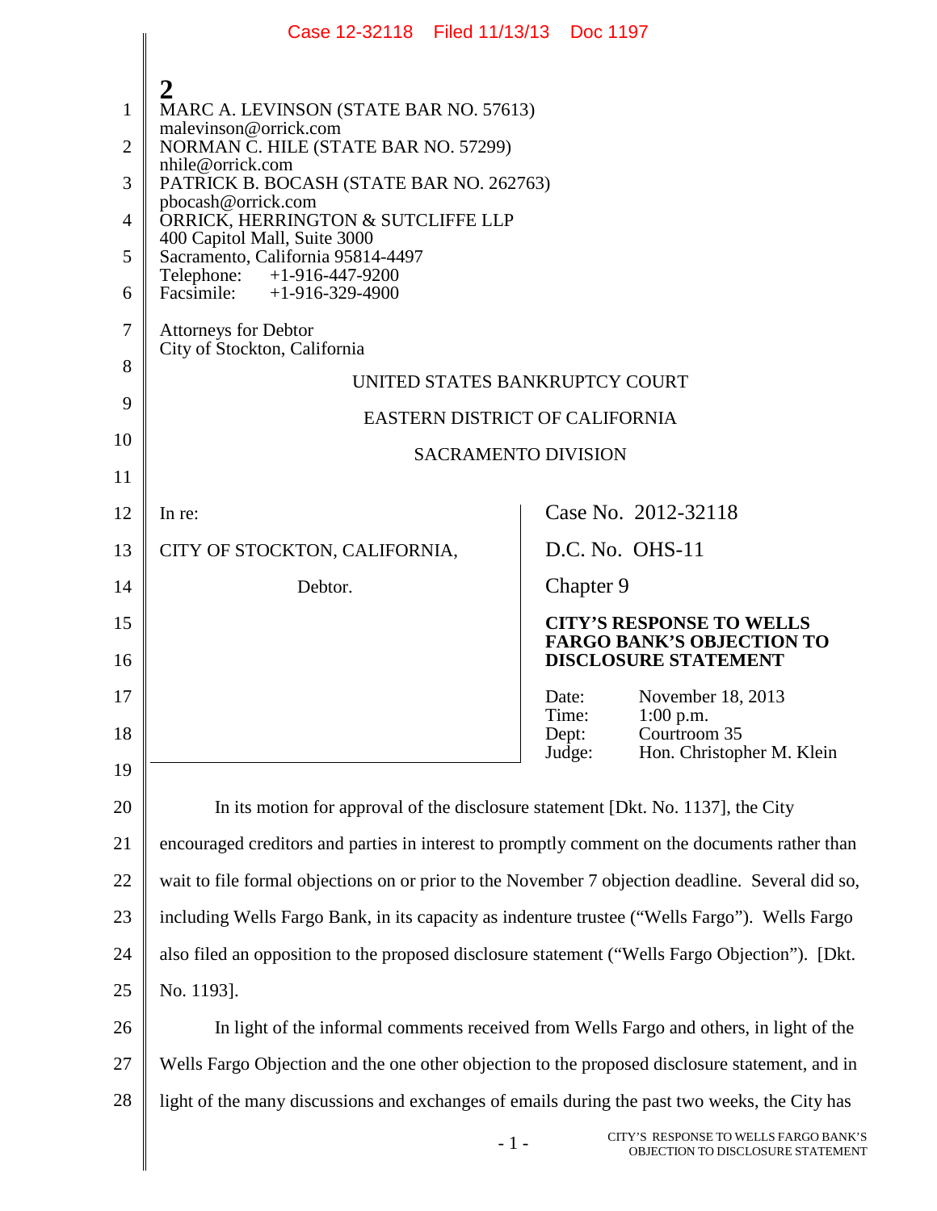MARC A. LEVINSON (STATE BAR NO. 57613)
malevinson@orrick.com
NORMAN C. HILE (STATE BAR NO. 57299)
nhile@orrick.com
PATRICK B. BOCASH (STATE BAR NO. 262763)
pbocash@orrick.com
ORRICK, HERRINGTON & SUTCLIFFE LLP
400 Capitol Mall, Suite 3000
Sacramento, California 95814-4497
Telephone: +1-916-447-9200
Facsimile: +1-916-329-4900

Attorneys for Debtor
City of Stockton, California

UNITED STATES BANKRUPTCY COURT

EASTERN DISTRICT OF CALIFORNIA

SACRAMENTO DIVISION

| | |
|---|---|
| In re:<br><br>CITY OF STOCKTON, CALIFORNIA,<br><br>Debtor. | Case No. 2012-32118<br><br>D.C. No. OHS-11<br><br>Chapter 9<br><br>**CITY'S RESPONSE TO WELLS FARGO BANK'S OBJECTION TO DISCLOSURE STATEMENT**<br><br>Date: November 18, 2013<br>Time: 1:00 p.m.<br>Dept: Courtroom 35<br>Judge: Hon. Christopher M. Klein |

In its motion for approval of the disclosure statement [Dkt. No. 1137], the City encouraged creditors and parties in interest to promptly comment on the documents rather than wait to file formal objections on or prior to the November 7 objection deadline. Several did so, including Wells Fargo Bank, in its capacity as indenture trustee ("Wells Fargo"). Wells Fargo also filed an opposition to the proposed disclosure statement ("Wells Fargo Objection"). [Dkt. No. 1193].

In light of the informal comments received from Wells Fargo and others, in light of the Wells Fargo Objection and the one other objection to the proposed disclosure statement, and in light of the many discussions and exchanges of emails during the past two weeks, the City has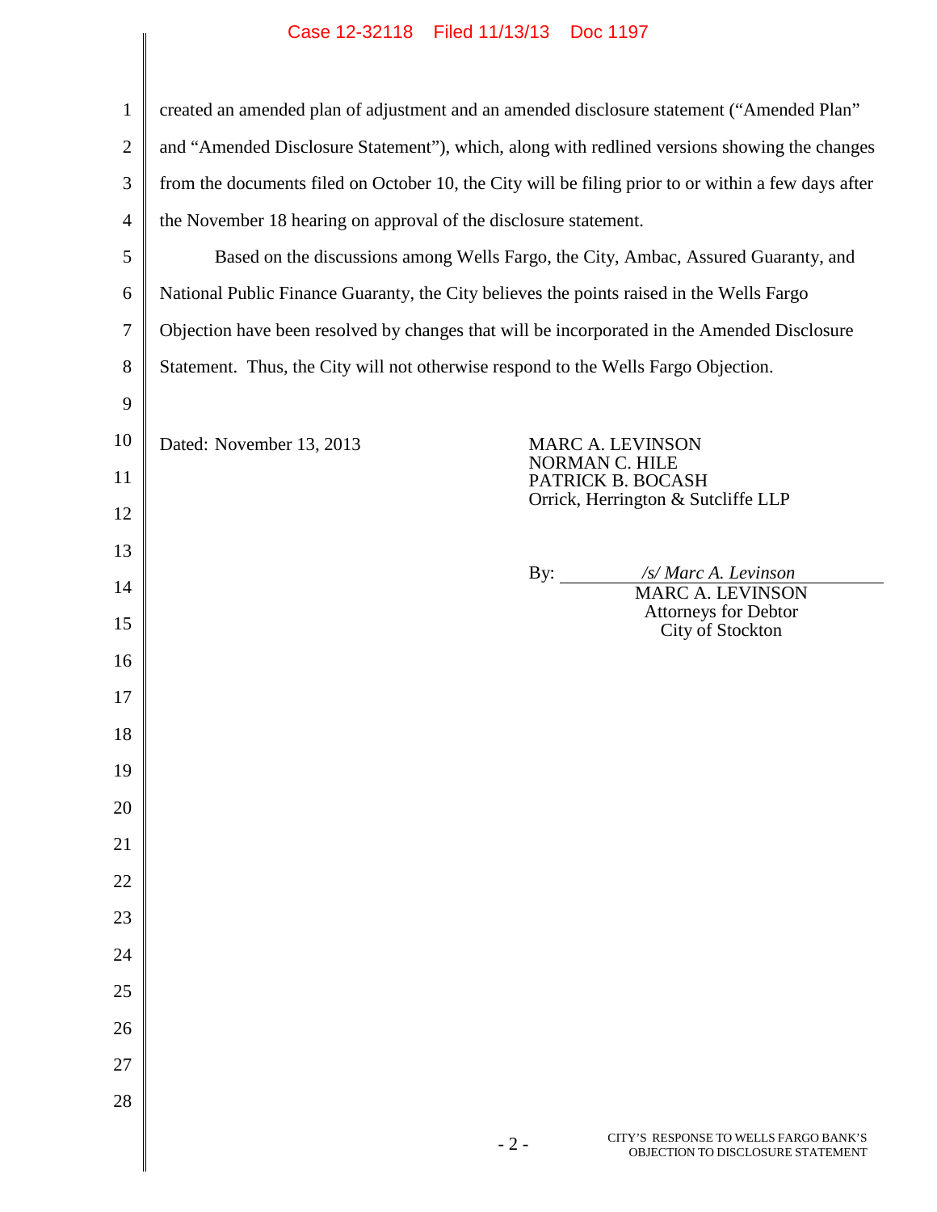created an amended plan of adjustment and an amended disclosure statement ("Amended Plan" and "Amended Disclosure Statement"), which, along with redlined versions showing the changes from the documents filed on October 10, the City will be filing prior to or within a few days after the November 18 hearing on approval of the disclosure statement.

Based on the discussions among Wells Fargo, the City, Ambac, Assured Guaranty, and National Public Finance Guaranty, the City believes the points raised in the Wells Fargo Objection have been resolved by changes that will be incorporated in the Amended Disclosure Statement. Thus, the City will not otherwise respond to the Wells Fargo Objection.

Dated: November 13, 2013

MARC A. LEVINSON
NORMAN C. HILE
PATRICK B. BOCASH
Orrick, Herrington & Sutcliffe LLP

By: */s/ Marc A. Levinson*
MARC A. LEVINSON
Attorneys for Debtor
City of Stockton